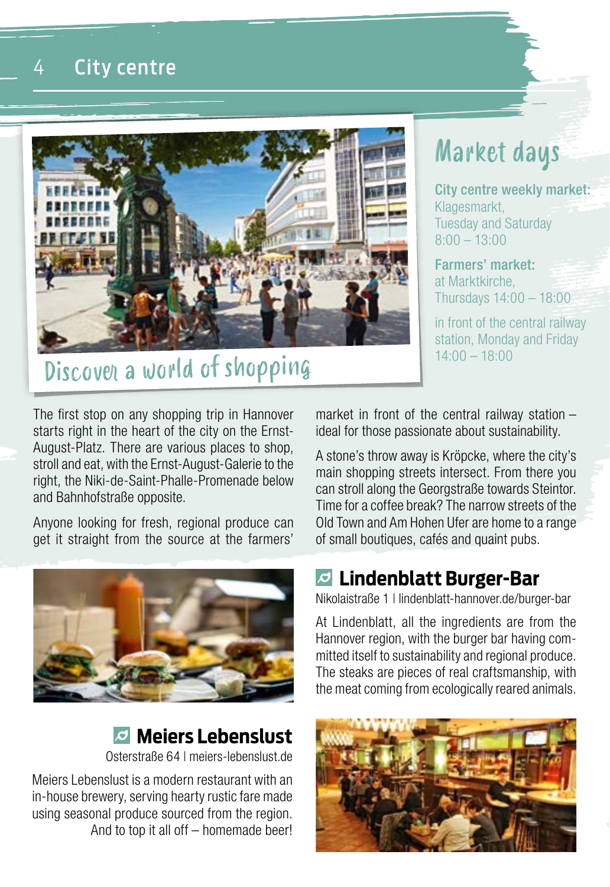# City centre

## Discover a world of shopping

## Market days

**City centre weekly market:**
Klagesmarkt,
Tuesday and Saturday
8:00 – 13:00

**Farmers' market:**
at Marktkirche,
Thursdays 14:00 – 18:00

in front of the central railway station, Monday and Friday
14:00 – 18:00

The first stop on any shopping trip in Hannover starts right in the heart of the city on the Ernst-August-Platz. There are various places to shop, stroll and eat, with the Ernst-August-Galerie to the right, the Niki-de-Saint-Phalle-Promenade below and Bahnhofstraße opposite.

Anyone looking for fresh, regional produce can get it straight from the source at the farmers' market in front of the central railway station – ideal for those passionate about sustainability.

A stone's throw away is Kröpcke, where the city's main shopping streets intersect. From there you can stroll along the Georgstraße towards Steintor. Time for a coffee break? The narrow streets of the Old Town and Am Hohen Ufer are home to a range of small boutiques, cafés and quaint pubs.

### Lindenblatt Burger-Bar

Nikolaistraße 1 | lindenblatt-hannover.de/burger-bar

At Lindenblatt, all the ingredients are from the Hannover region, with the burger bar having committed itself to sustainability and regional produce. The steaks are pieces of real craftsmanship, with the meat coming from ecologically reared animals.

### Meiers Lebenslust

Osterstraße 64 | meiers-lebenslust.de

Meiers Lebenslust is a modern restaurant with an in-house brewery, serving hearty rustic fare made using seasonal produce sourced from the region. And to top it all off – homemade beer!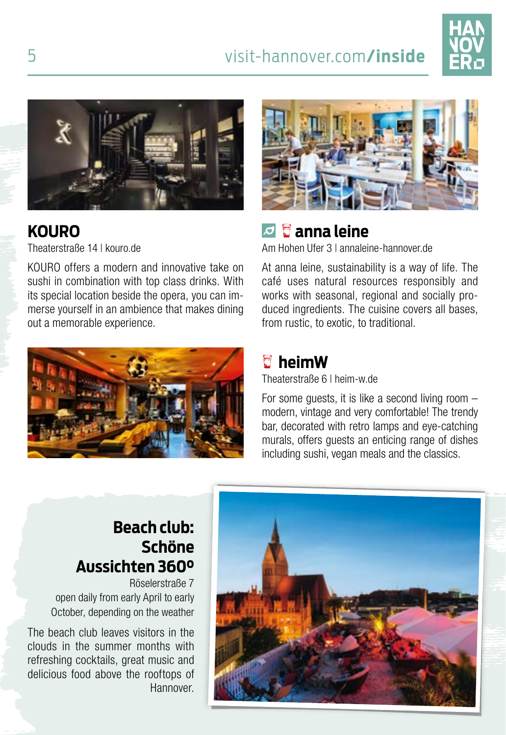## KOURO

Theaterstraße 14 | kouro.de

KOURO offers a modern and innovative take on sushi in combination with top class drinks. With its special location beside the opera, you can immerse yourself in an ambience that makes dining out a memorable experience.

## anna leine

Am Hohen Ufer 3 | annaleine-hannover.de

At anna leine, sustainability is a way of life. The café uses natural resources responsibly and works with seasonal, regional and socially produced ingredients. The cuisine covers all bases, from rustic, to exotic, to traditional.

## heimW

Theaterstraße 6 | heim-w.de

For some guests, it is like a second living room – modern, vintage and very comfortable! The trendy bar, decorated with retro lamps and eye-catching murals, offers guests an enticing range of dishes including sushi, vegan meals and the classics.

## Beach club: Schöne Aussichten 360º

Röselerstraße 7
open daily from early April to early October, depending on the weather

The beach club leaves visitors in the clouds in the summer months with refreshing cocktails, great music and delicious food above the rooftops of Hannover.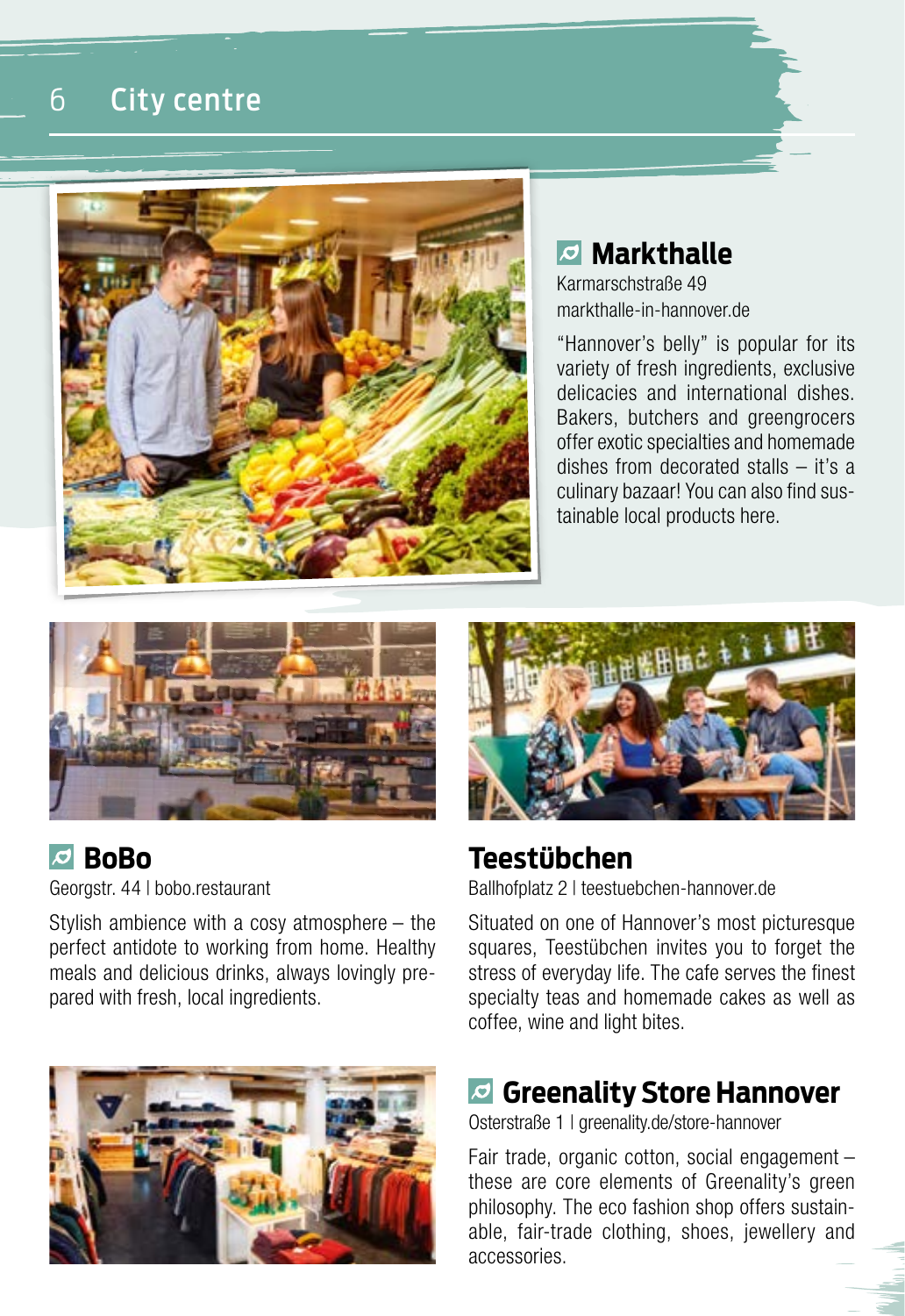# City centre

## Markthalle

Karmarschstraße 49
markthalle-in-hannover.de

"Hannover's belly" is popular for its variety of fresh ingredients, exclusive delicacies and international dishes. Bakers, butchers and greengrocers offer exotic specialties and homemade dishes from decorated stalls – it's a culinary bazaar! You can also find sustainable local products here.

## BoBo

Georgstr. 44 | bobo.restaurant

Stylish ambience with a cosy atmosphere – the perfect antidote to working from home. Healthy meals and delicious drinks, always lovingly prepared with fresh, local ingredients.

## Teestübchen

Ballhofplatz 2 | teestuebchen-hannover.de

Situated on one of Hannover's most picturesque squares, Teestübchen invites you to forget the stress of everyday life. The cafe serves the finest specialty teas and homemade cakes as well as coffee, wine and light bites.

## Greenality Store Hannover

Osterstraße 1 | greenality.de/store-hannover

Fair trade, organic cotton, social engagement – these are core elements of Greenality's green philosophy. The eco fashion shop offers sustainable, fair-trade clothing, shoes, jewellery and accessories.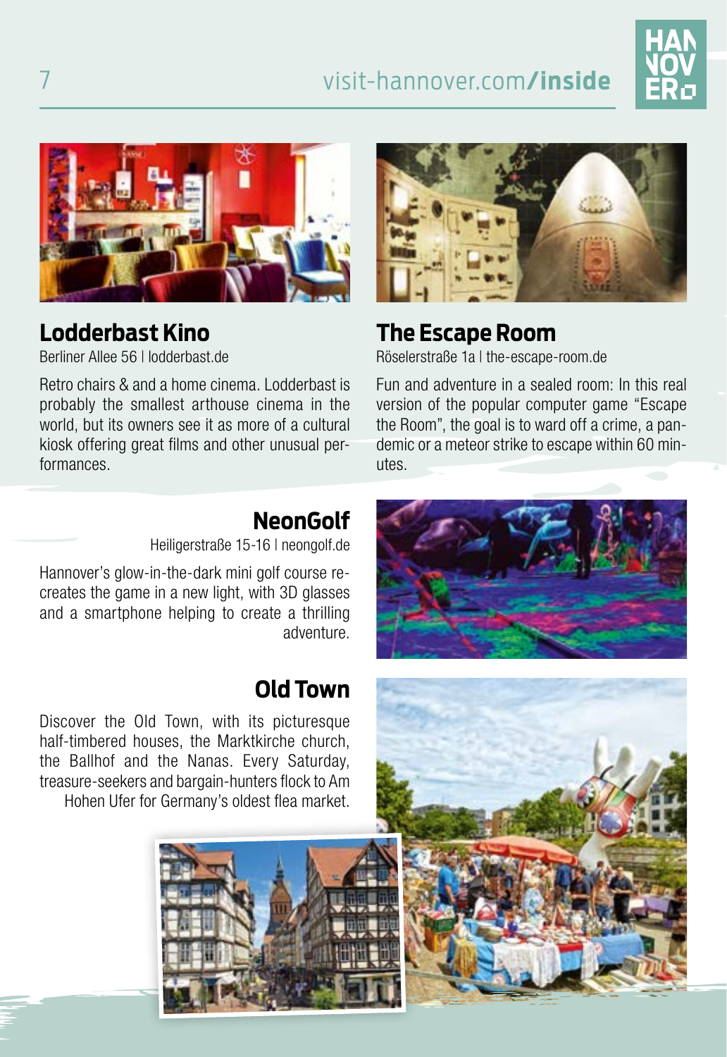## Lodderbast Kino

Berliner Allee 56 | lodderbast.de

Retro chairs & and a home cinema. Lodderbast is probably the smallest arthouse cinema in the world, but its owners see it as more of a cultural kiosk offering great films and other unusual performances.

## The Escape Room

Röselerstraße 1a | the-escape-room.de

Fun and adventure in a sealed room: In this real version of the popular computer game "Escape the Room", the goal is to ward off a crime, a pandemic or a meteor strike to escape within 60 minutes.

## NeonGolf

Heiligerstraße 15-16 | neongolf.de

Hannover's glow-in-the-dark mini golf course recreates the game in a new light, with 3D glasses and a smartphone helping to create a thrilling adventure.

## Old Town

Discover the Old Town, with its picturesque half-timbered houses, the Marktkirche church, the Ballhof and the Nanas. Every Saturday, treasure-seekers and bargain-hunters flock to Am Hohen Ufer for Germany's oldest flea market.